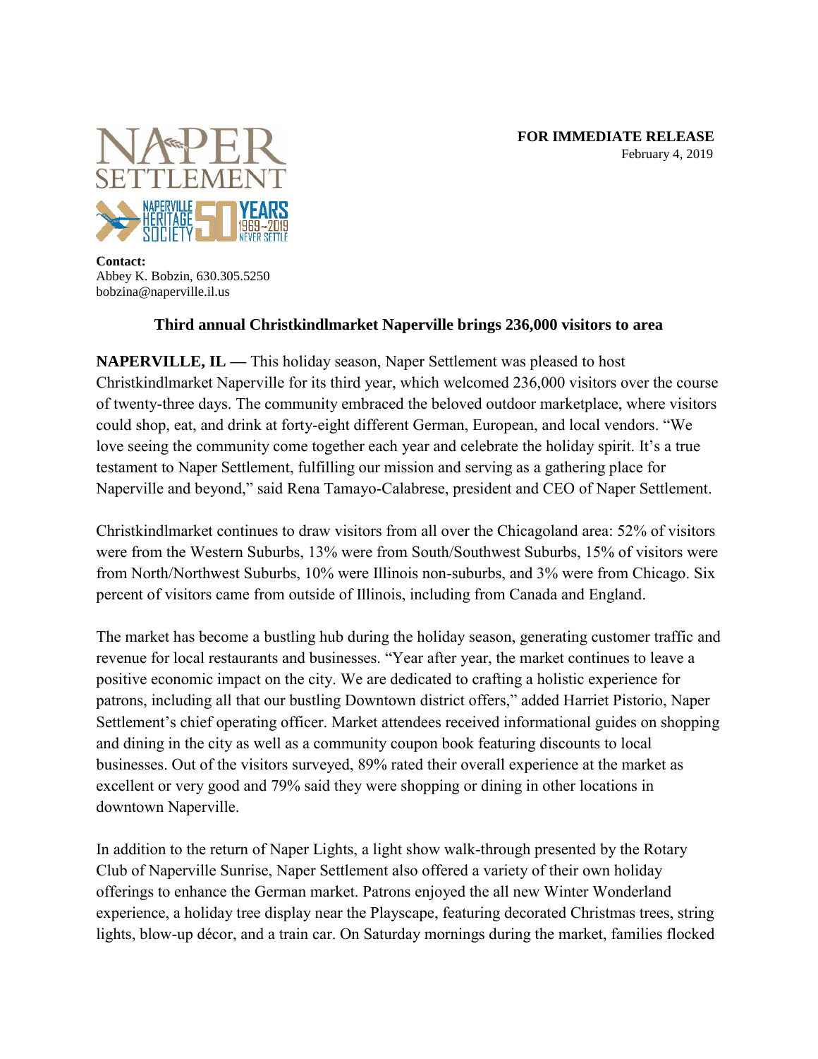**FOR IMMEDIATE RELEASE**
February 4, 2019

**Contact:**
Abbey K. Bobzin, 630.305.5250
bobzina@naperville.il.us

## Third annual Christkindlmarket Naperville brings 236,000 visitors to area

**NAPERVILLE, IL —** This holiday season, Naper Settlement was pleased to host Christkindlmarket Naperville for its third year, which welcomed 236,000 visitors over the course of twenty-three days. The community embraced the beloved outdoor marketplace, where visitors could shop, eat, and drink at forty-eight different German, European, and local vendors. "We love seeing the community come together each year and celebrate the holiday spirit. It's a true testament to Naper Settlement, fulfilling our mission and serving as a gathering place for Naperville and beyond," said Rena Tamayo-Calabrese, president and CEO of Naper Settlement.

Christkindlmarket continues to draw visitors from all over the Chicagoland area: 52% of visitors were from the Western Suburbs, 13% were from South/Southwest Suburbs, 15% of visitors were from North/Northwest Suburbs, 10% were Illinois non-suburbs, and 3% were from Chicago. Six percent of visitors came from outside of Illinois, including from Canada and England.

The market has become a bustling hub during the holiday season, generating customer traffic and revenue for local restaurants and businesses. "Year after year, the market continues to leave a positive economic impact on the city. We are dedicated to crafting a holistic experience for patrons, including all that our bustling Downtown district offers," added Harriet Pistorio, Naper Settlement's chief operating officer. Market attendees received informational guides on shopping and dining in the city as well as a community coupon book featuring discounts to local businesses. Out of the visitors surveyed, 89% rated their overall experience at the market as excellent or very good and 79% said they were shopping or dining in other locations in downtown Naperville.

In addition to the return of Naper Lights, a light show walk-through presented by the Rotary Club of Naperville Sunrise, Naper Settlement also offered a variety of their own holiday offerings to enhance the German market. Patrons enjoyed the all new Winter Wonderland experience, a holiday tree display near the Playscape, featuring decorated Christmas trees, string lights, blow-up décor, and a train car. On Saturday mornings during the market, families flocked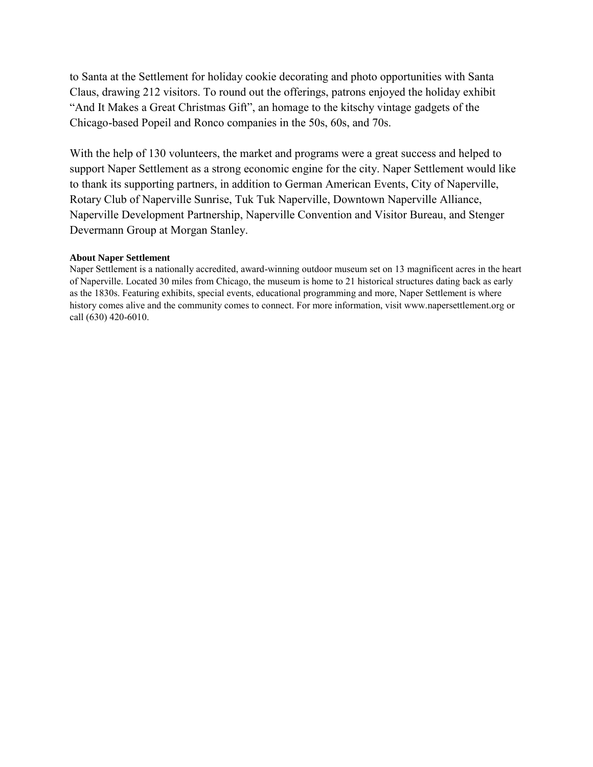to Santa at the Settlement for holiday cookie decorating and photo opportunities with Santa Claus, drawing 212 visitors. To round out the offerings, patrons enjoyed the holiday exhibit "And It Makes a Great Christmas Gift", an homage to the kitschy vintage gadgets of the Chicago-based Popeil and Ronco companies in the 50s, 60s, and 70s.

With the help of 130 volunteers, the market and programs were a great success and helped to support Naper Settlement as a strong economic engine for the city. Naper Settlement would like to thank its supporting partners, in addition to German American Events, City of Naperville, Rotary Club of Naperville Sunrise, Tuk Tuk Naperville, Downtown Naperville Alliance, Naperville Development Partnership, Naperville Convention and Visitor Bureau, and Stenger Devermann Group at Morgan Stanley.

**About Naper Settlement**

Naper Settlement is a nationally accredited, award-winning outdoor museum set on 13 magnificent acres in the heart of Naperville. Located 30 miles from Chicago, the museum is home to 21 historical structures dating back as early as the 1830s. Featuring exhibits, special events, educational programming and more, Naper Settlement is where history comes alive and the community comes to connect. For more information, visit www.napersettlement.org or call (630) 420-6010.